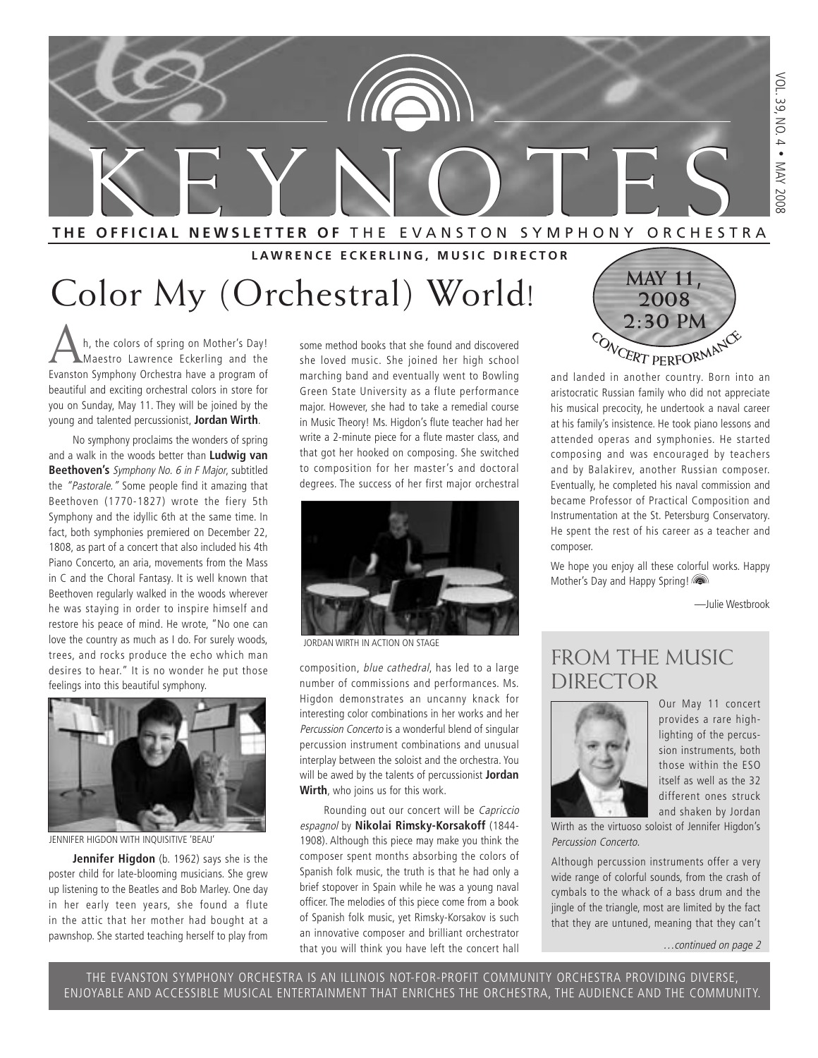# KEYNOTES

**THE OFFICIAL NEWSLETTER OF** THE EVANSTON SYMPHONY ORCHESTRA

**LAWRENCE ECKERLING, MUSIC DIRECTOR**

# Color My (Orchestral) World!

**MAY 11, 2008 2:30 PM**
CONCERT PERFORMANCE

Ah, the colors of spring on Mother's Day! Maestro Lawrence Eckerling and the Evanston Symphony Orchestra have a program of beautiful and exciting orchestral colors in store for you on Sunday, May 11. They will be joined by the young and talented percussionist, **Jordan Wirth**.

No symphony proclaims the wonders of spring and a walk in the woods better than **Ludwig van Beethoven's** *Symphony No. 6 in F Major*, subtitled the *"Pastorale."* Some people find it amazing that Beethoven (1770-1827) wrote the fiery 5th Symphony and the idyllic 6th at the same time. In fact, both symphonies premiered on December 22, 1808, as part of a concert that also included his 4th Piano Concerto, an aria, movements from the Mass in C and the Choral Fantasy. It is well known that Beethoven regularly walked in the woods wherever he was staying in order to inspire himself and restore his peace of mind. He wrote, "No one can love the country as much as I do. For surely woods, trees, and rocks produce the echo which man desires to hear." It is no wonder he put those feelings into this beautiful symphony.

JENNIFER HIGDON WITH INQUISITIVE 'BEAU'

**Jennifer Higdon** (b. 1962) says she is the poster child for late-blooming musicians. She grew up listening to the Beatles and Bob Marley. One day in her early teen years, she found a flute in the attic that her mother had bought at a pawnshop. She started teaching herself to play from some method books that she found and discovered she loved music. She joined her high school marching band and eventually went to Bowling Green State University as a flute performance major. However, she had to take a remedial course in Music Theory! Ms. Higdon's flute teacher had her write a 2-minute piece for a flute master class, and that got her hooked on composing. She switched to composition for her master's and doctoral degrees. The success of her first major orchestral composition, *blue cathedral*, has led to a large number of commissions and performances. Ms. Higdon demonstrates an uncanny knack for interesting color combinations in her works and her *Percussion Concerto* is a wonderful blend of singular percussion instrument combinations and unusual interplay between the soloist and the orchestra. You will be awed by the talents of percussionist **Jordan Wirth**, who joins us for this work.

JORDAN WIRTH IN ACTION ON STAGE

Rounding out our concert will be *Capriccio espagnol* by **Nikolai Rimsky-Korsakoff** (1844-1908). Although this piece may make you think the composer spent months absorbing the colors of Spanish folk music, the truth is that he had only a brief stopover in Spain while he was a young naval officer. The melodies of this piece come from a book of Spanish folk music, yet Rimsky-Korsakov is such an innovative composer and brilliant orchestrator that you will think you have left the concert hall and landed in another country. Born into an aristocratic Russian family who did not appreciate his musical precocity, he undertook a naval career at his family's insistence. He took piano lessons and attended operas and symphonies. He started composing and was encouraged by teachers and by Balakirev, another Russian composer. Eventually, he completed his naval commission and became Professor of Practical Composition and Instrumentation at the St. Petersburg Conservatory. He spent the rest of his career as a teacher and composer.

We hope you enjoy all these colorful works. Happy Mother's Day and Happy Spring!

—Julie Westbrook

## FROM THE MUSIC DIRECTOR

Our May 11 concert provides a rare highlighting of the percussion instruments, both those within the ESO itself as well as the 32 different ones struck and shaken by Jordan Wirth as the virtuoso soloist of Jennifer Higdon's *Percussion Concerto*.

Although percussion instruments offer a very wide range of colorful sounds, from the crash of cymbals to the whack of a bass drum and the jingle of the triangle, most are limited by the fact that they are untuned, meaning that they can't

*…continued on page 2*

THE EVANSTON SYMPHONY ORCHESTRA IS AN ILLINOIS NOT-FOR-PROFIT COMMUNITY ORCHESTRA PROVIDING DIVERSE, ENJOYABLE AND ACCESSIBLE MUSICAL ENTERTAINMENT THAT ENRICHES THE ORCHESTRA, THE AUDIENCE AND THE COMMUNITY.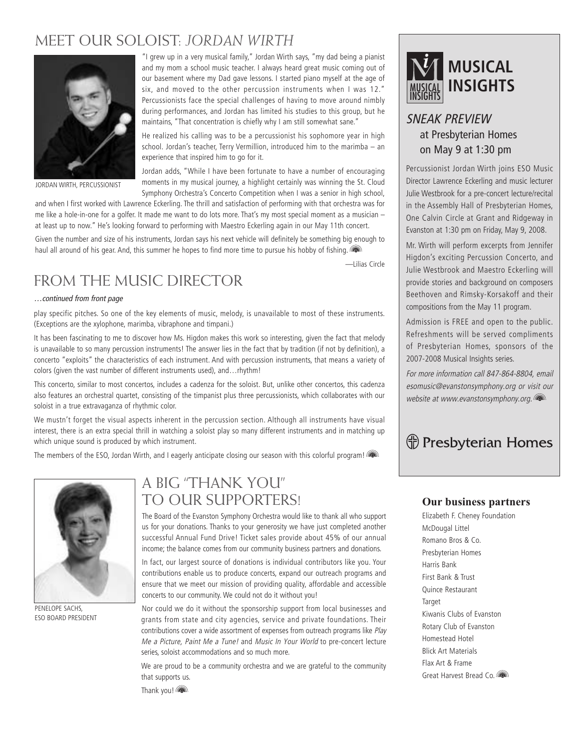## MEET OUR SOLOIST: *JORDAN WIRTH*

JORDAN WIRTH, PERCUSSIONIST

"I grew up in a very musical family," Jordan Wirth says, "my dad being a pianist and my mom a school music teacher. I always heard great music coming out of our basement where my Dad gave lessons. I started piano myself at the age of six, and moved to the other percussion instruments when I was 12." Percussionists face the special challenges of having to move around nimbly during performances, and Jordan has limited his studies to this group, but he maintains, "That concentration is chiefly why I am still somewhat sane."

He realized his calling was to be a percussionist his sophomore year in high school. Jordan's teacher, Terry Vermillion, introduced him to the marimba – an experience that inspired him to go for it.

Jordan adds, "While I have been fortunate to have a number of encouraging moments in my musical journey, a highlight certainly was winning the St. Cloud Symphony Orchestra's Concerto Competition when I was a senior in high school, and when I first worked with Lawrence Eckerling. The thrill and satisfaction of performing with that orchestra was for me like a hole-in-one for a golfer. It made me want to do lots more. That's my most special moment as a musician – at least up to now." He's looking forward to performing with Maestro Eckerling again in our May 11th concert.

Given the number and size of his instruments, Jordan says his next vehicle will definitely be something big enough to haul all around of his gear. And, this summer he hopes to find more time to pursue his hobby of fishing.

—Lilias Circle

## FROM THE MUSIC DIRECTOR

*…continued from front page*

play specific pitches. So one of the key elements of music, melody, is unavailable to most of these instruments. (Exceptions are the xylophone, marimba, vibraphone and timpani.)

It has been fascinating to me to discover how Ms. Higdon makes this work so interesting, given the fact that melody is unavailable to so many percussion instruments! The answer lies in the fact that by tradition (if not by definition), a concerto "exploits" the characteristics of each instrument. And with percussion instruments, that means a variety of colors (given the vast number of different instruments used), and…rhythm!

This concerto, similar to most concertos, includes a cadenza for the soloist. But, unlike other concertos, this cadenza also features an orchestral quartet, consisting of the timpanist plus three percussionists, which collaborates with our soloist in a true extravaganza of rhythmic color.

We mustn't forget the visual aspects inherent in the percussion section. Although all instruments have visual interest, there is an extra special thrill in watching a soloist play so many different instruments and in matching up which unique sound is produced by which instrument.

The members of the ESO, Jordan Wirth, and I eagerly anticipate closing our season with this colorful program!

## A BIG "THANK YOU" TO OUR SUPPORTERS!

PENELOPE SACHS,
ESO BOARD PRESIDENT

The Board of the Evanston Symphony Orchestra would like to thank all who support us for your donations. Thanks to your generosity we have just completed another successful Annual Fund Drive! Ticket sales provide about 45% of our annual income; the balance comes from our community business partners and donations.

In fact, our largest source of donations is individual contributors like you. Your contributions enable us to produce concerts, expand our outreach programs and ensure that we meet our mission of providing quality, affordable and accessible concerts to our community. We could not do it without you!

Nor could we do it without the sponsorship support from local businesses and grants from state and city agencies, service and private foundations. Their contributions cover a wide assortment of expenses from outreach programs like *Play Me a Picture, Paint Me a Tune!* and *Music In Your World* to pre-concert lecture series, soloist accommodations and so much more.

We are proud to be a community orchestra and we are grateful to the community that supports us.

Thank you!

## MUSICAL INSIGHTS

### *SNEAK PREVIEW*
### at Presbyterian Homes on May 9 at 1:30 pm

Percussionist Jordan Wirth joins ESO Music Director Lawrence Eckerling and music lecturer Julie Westbrook for a pre-concert lecture/recital in the Assembly Hall of Presbyterian Homes, One Calvin Circle at Grant and Ridgeway in Evanston at 1:30 pm on Friday, May 9, 2008.

Mr. Wirth will perform excerpts from Jennifer Higdon's exciting Percussion Concerto, and Julie Westbrook and Maestro Eckerling will provide stories and background on composers Beethoven and Rimsky-Korsakoff and their compositions from the May 11 program.

Admission is FREE and open to the public. Refreshments will be served compliments of Presbyterian Homes, sponsors of the 2007-2008 Musical Insights series.

*For more information call 847-864-8804, email esomusic@evanstonsymphony.org or visit our website at www.evanstonsymphony.org.*

Presbyterian Homes

### Our business partners

Elizabeth F. Cheney Foundation
McDougal Littel
Romano Bros & Co.
Presbyterian Homes
Harris Bank
First Bank & Trust
Quince Restaurant
Target
Kiwanis Clubs of Evanston
Rotary Club of Evanston
Homestead Hotel
Blick Art Materials
Flax Art & Frame
Great Harvest Bread Co.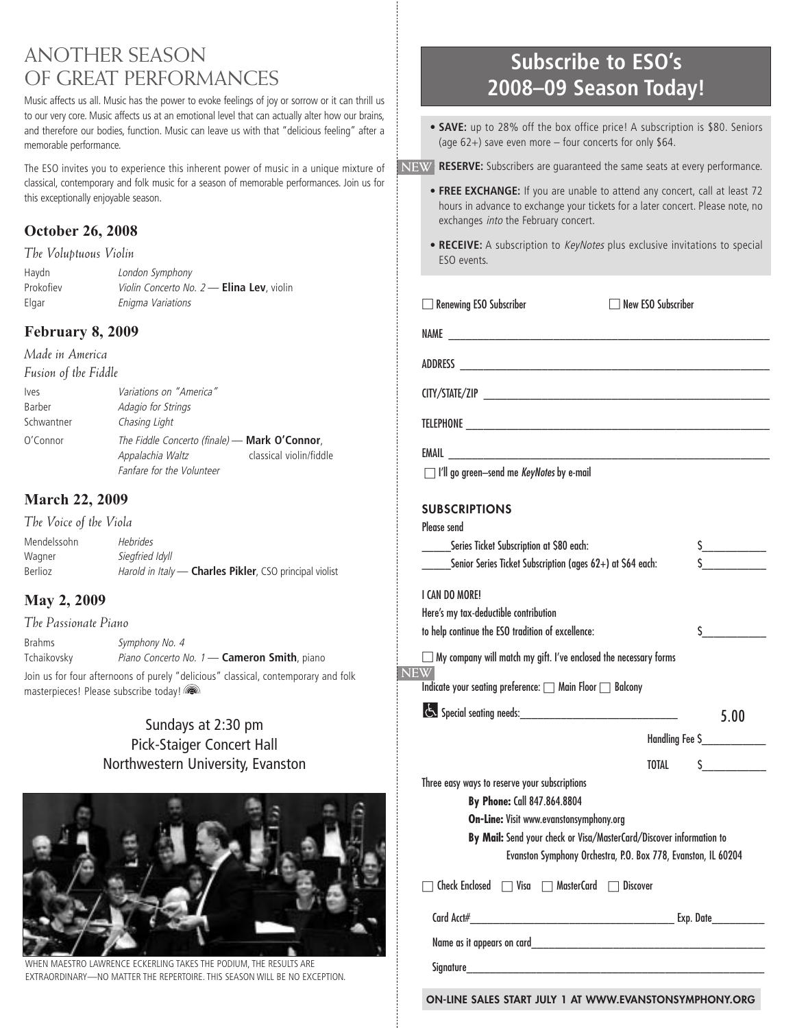# ANOTHER SEASON OF GREAT PERFORMANCES

Music affects us all. Music has the power to evoke feelings of joy or sorrow or it can thrill us to our very core. Music affects us at an emotional level that can actually alter how our brains, and therefore our bodies, function. Music can leave us with that "delicious feeling" after a memorable performance.

The ESO invites you to experience this inherent power of music in a unique mixture of classical, contemporary and folk music for a season of memorable performances. Join us for this exceptionally enjoyable season.

## October 26, 2008

*The Voluptuous Violin*

| | |
|---|---|
| Haydn | *London Symphony* |
| Prokofiev | *Violin Concerto No. 2* — **Elina Lev**, violin |
| Elgar | *Enigma Variations* |

## February 8, 2009

*Made in America*
*Fusion of the Fiddle*

| | |
|---|---|
| Ives | *Variations on "America"* |
| Barber | *Adagio for Strings* |
| Schwantner | *Chasing Light* |
| O'Connor | *The Fiddle Concerto (finale)* — **Mark O'Connor**, classical violin/fiddle<br>*Appalachia Waltz*<br>*Fanfare for the Volunteer* |

## March 22, 2009

*The Voice of the Viola*

| | |
|---|---|
| Mendelssohn | *Hebrides* |
| Wagner | *Siegfried Idyll* |
| Berlioz | *Harold in Italy* — **Charles Pikler**, CSO principal violist |

## May 2, 2009

*The Passionate Piano*

| | |
|---|---|
| Brahms | *Symphony No. 4* |
| Tchaikovsky | *Piano Concerto No. 1* — **Cameron Smith**, piano |

Join us for four afternoons of purely "delicious" classical, contemporary and folk masterpieces! Please subscribe today!

Sundays at 2:30 pm
Pick-Staiger Concert Hall
Northwestern University, Evanston

WHEN MAESTRO LAWRENCE ECKERLING TAKES THE PODIUM, THE RESULTS ARE EXTRAORDINARY—NO MATTER THE REPERTOIRE. THIS SEASON WILL BE NO EXCEPTION.

# Subscribe to ESO's 2008–09 Season Today!

- **SAVE:** up to 28% off the box office price! A subscription is $80. Seniors (age 62+) save even more – four concerts for only $64.
- NEW **RESERVE:** Subscribers are guaranteed the same seats at every performance.
- **FREE EXCHANGE:** If you are unable to attend any concert, call at least 72 hours in advance to exchange your tickets for a later concert. Please note, no exchanges *into* the February concert.
- **RECEIVE:** A subscription to *KeyNotes* plus exclusive invitations to special ESO events.

☐ Renewing ESO Subscriber ☐ New ESO Subscriber

NAME ______________________

ADDRESS ______________________

CITY/STATE/ZIP ______________________

TELEPHONE ______________________

EMAIL ______________________

☐ I'll go green–send me *KeyNotes* by e-mail

**SUBSCRIPTIONS**

Please send

_____Series Ticket Subscription at $80 each: $__________

_____Senior Series Ticket Subscription (ages 62+) at $64 each: $__________

I CAN DO MORE!

Here's my tax-deductible contribution to help continue the ESO tradition of excellence: $__________

☐ My company will match my gift. I've enclosed the necessary forms

NEW Indicate your seating preference: ☐ Main Floor ☐ Balcony

Special seating needs:__________________

Handling Fee $ 5.00

TOTAL $__________

Three easy ways to reserve your subscriptions

**By Phone:** Call 847.864.8804

**On-Line:** Visit www.evanstonsymphony.org

**By Mail:** Send your check or Visa/MasterCard/Discover information to Evanston Symphony Orchestra, P.O. Box 778, Evanston, IL 60204

☐ Check Enclosed ☐ Visa ☐ MasterCard ☐ Discover

Card Acct#______________________ Exp. Date__________

Name as it appears on card______________________

Signature______________________

**ON-LINE SALES START JULY 1 AT WWW.EVANSTONSYMPHONY.ORG**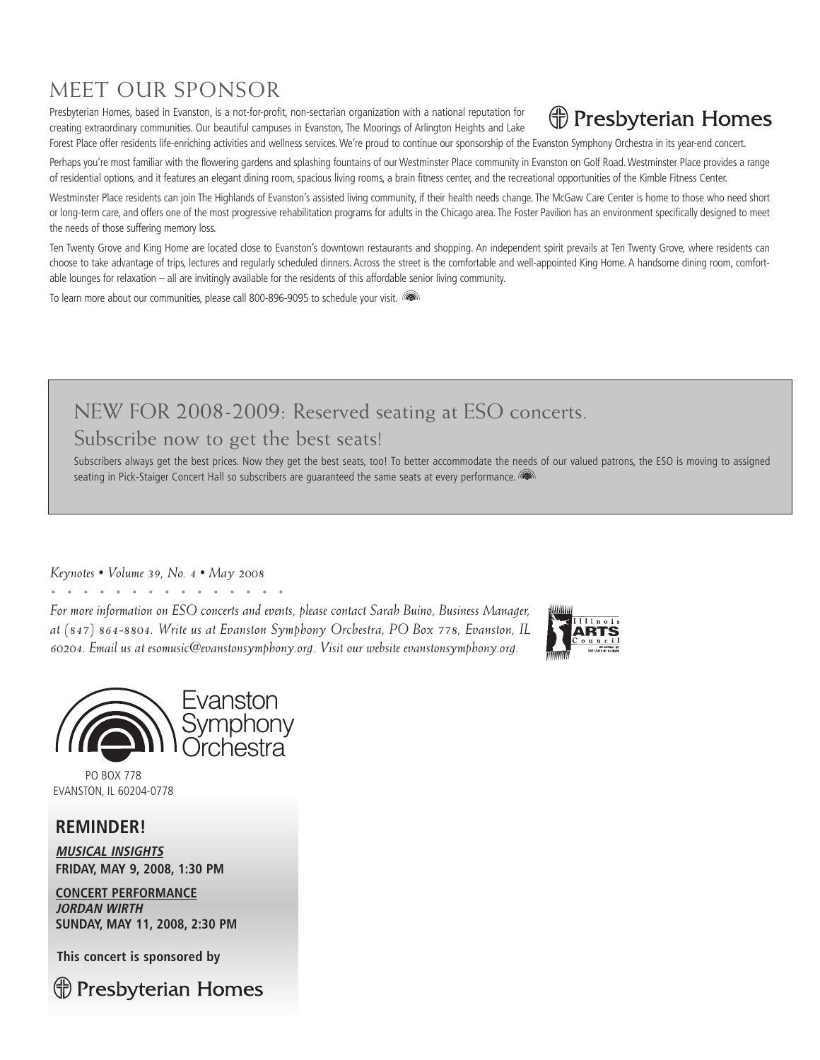# MEET OUR SPONSOR

Presbyterian Homes

Presbyterian Homes, based in Evanston, is a not-for-profit, non-sectarian organization with a national reputation for creating extraordinary communities. Our beautiful campuses in Evanston, The Moorings of Arlington Heights and Lake Forest Place offer residents life-enriching activities and wellness services. We're proud to continue our sponsorship of the Evanston Symphony Orchestra in its year-end concert.

Perhaps you're most familiar with the flowering gardens and splashing fountains of our Westminster Place community in Evanston on Golf Road. Westminster Place provides a range of residential options, and it features an elegant dining room, spacious living rooms, a brain fitness center, and the recreational opportunities of the Kimble Fitness Center.

Westminster Place residents can join The Highlands of Evanston's assisted living community, if their health needs change. The McGaw Care Center is home to those who need short or long-term care, and offers one of the most progressive rehabilitation programs for adults in the Chicago area. The Foster Pavilion has an environment specifically designed to meet the needs of those suffering memory loss.

Ten Twenty Grove and King Home are located close to Evanston's downtown restaurants and shopping. An independent spirit prevails at Ten Twenty Grove, where residents can choose to take advantage of trips, lectures and regularly scheduled dinners. Across the street is the comfortable and well-appointed King Home. A handsome dining room, comfortable lounges for relaxation – all are invitingly available for the residents of this affordable senior living community.

To learn more about our communities, please call 800-896-9095 to schedule your visit.

## NEW FOR 2008-2009: Reserved seating at ESO concerts.

## Subscribe now to get the best seats!

Subscribers always get the best prices. Now they get the best seats, too! To better accommodate the needs of our valued patrons, the ESO is moving to assigned seating in Pick-Staiger Concert Hall so subscribers are guaranteed the same seats at every performance.

*Keynotes • Volume 39, No. 4 • May 2008*

*For more information on ESO concerts and events, please contact Sarah Buino, Business Manager, at (847) 864-8804. Write us at Evanston Symphony Orchestra, PO Box 778, Evanston, IL 60204. Email us at esomusic@evanstonsymphony.org. Visit our website evanstonsymphony.org.*

Illinois ARTS Council

Evanston Symphony Orchestra

PO BOX 778
EVANSTON, IL 60204-0778

## REMINDER!

***MUSICAL INSIGHTS***
**FRIDAY, MAY 9, 2008, 1:30 PM**

**CONCERT PERFORMANCE**
***JORDAN WIRTH***
**SUNDAY, MAY 11, 2008, 2:30 PM**

**This concert is sponsored by**

Presbyterian Homes